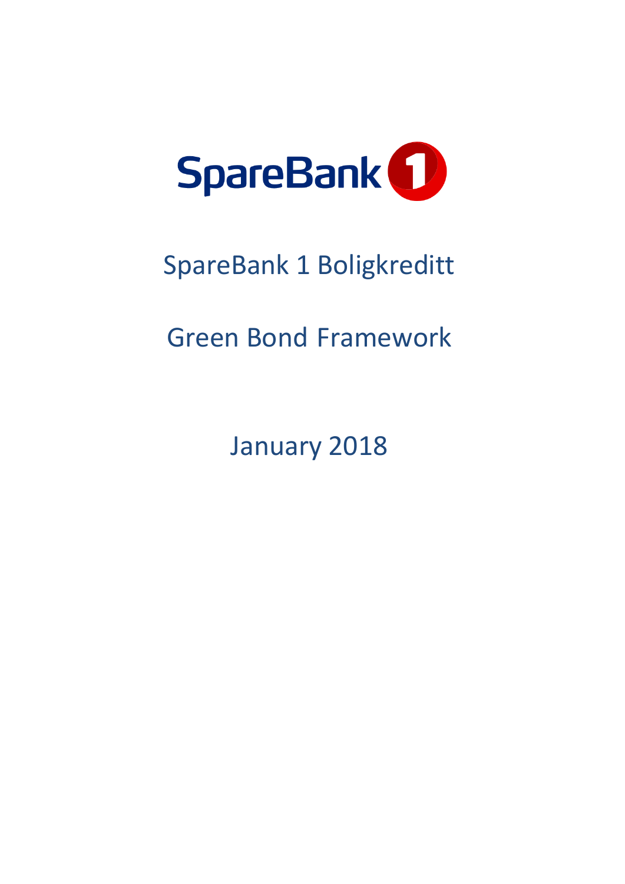SpareBank 1

# SpareBank 1 Boligkreditt

# Green Bond Framework

January 2018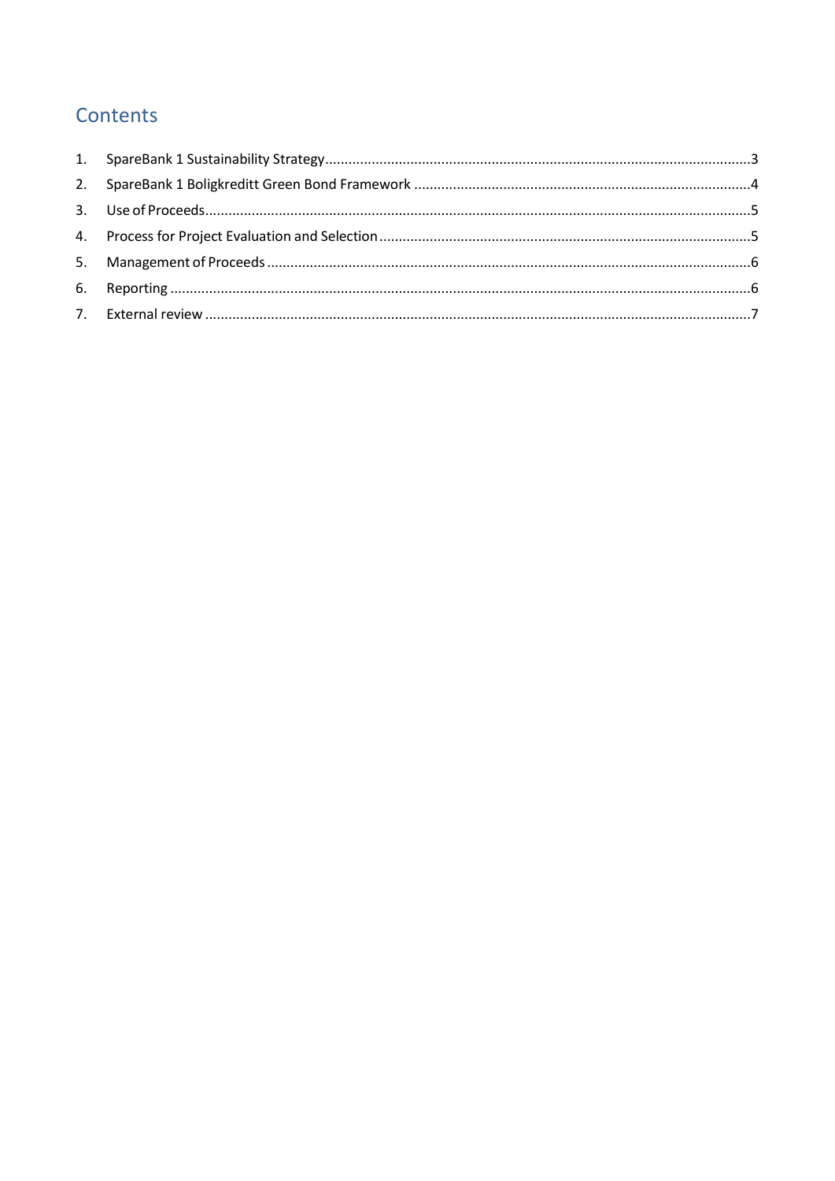## Contents

1. SpareBank 1 Sustainability Strategy ..... 3
2. SpareBank 1 Boligkreditt Green Bond Framework ..... 4
3. Use of Proceeds ..... 5
4. Process for Project Evaluation and Selection ..... 5
5. Management of Proceeds ..... 6
6. Reporting ..... 6
7. External review ..... 7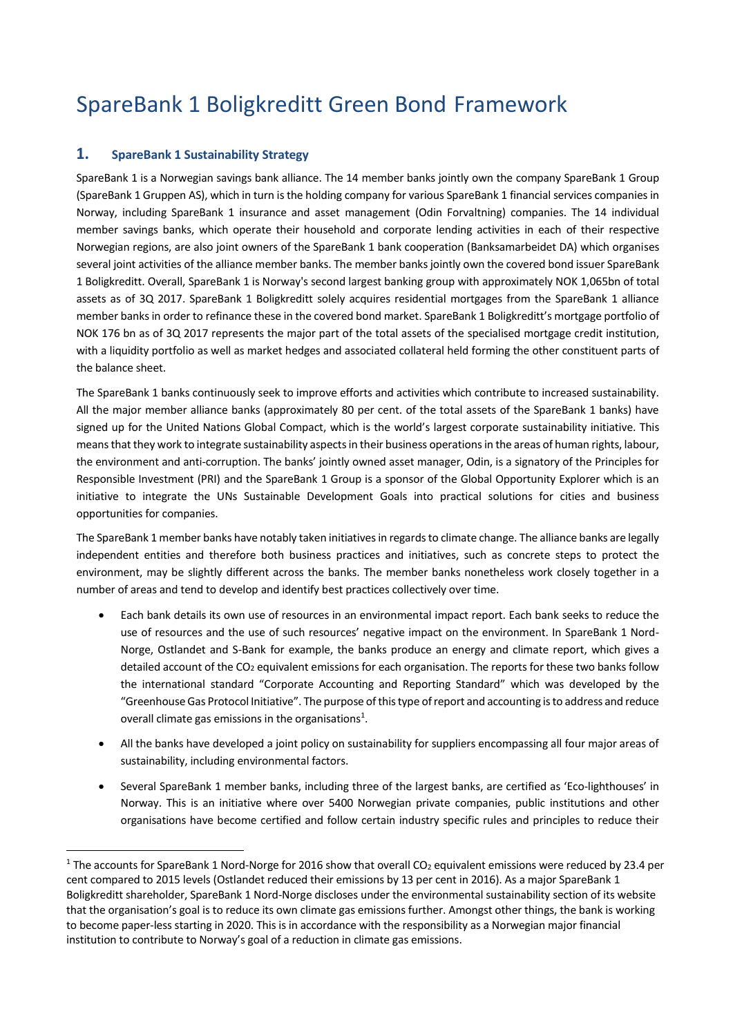# SpareBank 1 Boligkreditt Green Bond Framework

## 1. SpareBank 1 Sustainability Strategy

SpareBank 1 is a Norwegian savings bank alliance. The 14 member banks jointly own the company SpareBank 1 Group (SpareBank 1 Gruppen AS), which in turn is the holding company for various SpareBank 1 financial services companies in Norway, including SpareBank 1 insurance and asset management (Odin Forvaltning) companies. The 14 individual member savings banks, which operate their household and corporate lending activities in each of their respective Norwegian regions, are also joint owners of the SpareBank 1 bank cooperation (Banksamarbeidet DA) which organises several joint activities of the alliance member banks. The member banks jointly own the covered bond issuer SpareBank 1 Boligkreditt. Overall, SpareBank 1 is Norway's second largest banking group with approximately NOK 1,065bn of total assets as of 3Q 2017. SpareBank 1 Boligkreditt solely acquires residential mortgages from the SpareBank 1 alliance member banks in order to refinance these in the covered bond market. SpareBank 1 Boligkreditt's mortgage portfolio of NOK 176 bn as of 3Q 2017 represents the major part of the total assets of the specialised mortgage credit institution, with a liquidity portfolio as well as market hedges and associated collateral held forming the other constituent parts of the balance sheet.

The SpareBank 1 banks continuously seek to improve efforts and activities which contribute to increased sustainability. All the major member alliance banks (approximately 80 per cent. of the total assets of the SpareBank 1 banks) have signed up for the United Nations Global Compact, which is the world's largest corporate sustainability initiative. This means that they work to integrate sustainability aspects in their business operations in the areas of human rights, labour, the environment and anti-corruption. The banks' jointly owned asset manager, Odin, is a signatory of the Principles for Responsible Investment (PRI) and the SpareBank 1 Group is a sponsor of the Global Opportunity Explorer which is an initiative to integrate the UNs Sustainable Development Goals into practical solutions for cities and business opportunities for companies.

The SpareBank 1 member banks have notably taken initiatives in regards to climate change. The alliance banks are legally independent entities and therefore both business practices and initiatives, such as concrete steps to protect the environment, may be slightly different across the banks. The member banks nonetheless work closely together in a number of areas and tend to develop and identify best practices collectively over time.

- Each bank details its own use of resources in an environmental impact report. Each bank seeks to reduce the use of resources and the use of such resources' negative impact on the environment. In SpareBank 1 Nord-Norge, Ostlandet and S-Bank for example, the banks produce an energy and climate report, which gives a detailed account of the $CO_2$ equivalent emissions for each organisation. The reports for these two banks follow the international standard "Corporate Accounting and Reporting Standard" which was developed by the "Greenhouse Gas Protocol Initiative". The purpose of this type of report and accounting is to address and reduce overall climate gas emissions in the organisations[1].
- All the banks have developed a joint policy on sustainability for suppliers encompassing all four major areas of sustainability, including environmental factors.
- Several SpareBank 1 member banks, including three of the largest banks, are certified as 'Eco-lighthouses' in Norway. This is an initiative where over 5400 Norwegian private companies, public institutions and other organisations have become certified and follow certain industry specific rules and principles to reduce their

[1] The accounts for SpareBank 1 Nord-Norge for 2016 show that overall $CO_2$ equivalent emissions were reduced by 23.4 per cent compared to 2015 levels (Ostlandet reduced their emissions by 13 per cent in 2016). As a major SpareBank 1 Boligkreditt shareholder, SpareBank 1 Nord-Norge discloses under the environmental sustainability section of its website that the organisation's goal is to reduce its own climate gas emissions further. Amongst other things, the bank is working to become paper-less starting in 2020. This is in accordance with the responsibility as a Norwegian major financial institution to contribute to Norway's goal of a reduction in climate gas emissions.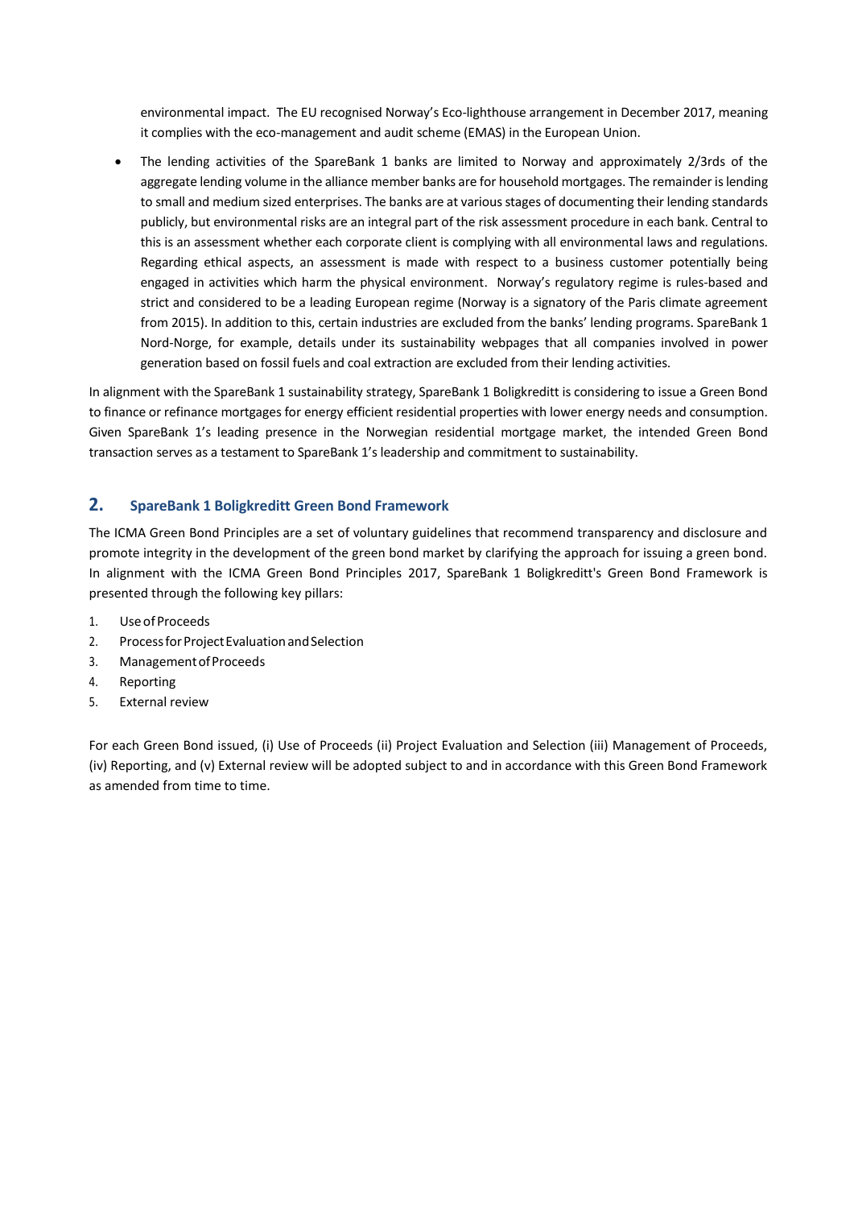environmental impact. The EU recognised Norway's Eco-lighthouse arrangement in December 2017, meaning it complies with the eco-management and audit scheme (EMAS) in the European Union.

- The lending activities of the SpareBank 1 banks are limited to Norway and approximately 2/3rds of the aggregate lending volume in the alliance member banks are for household mortgages. The remainder is lending to small and medium sized enterprises. The banks are at various stages of documenting their lending standards publicly, but environmental risks are an integral part of the risk assessment procedure in each bank. Central to this is an assessment whether each corporate client is complying with all environmental laws and regulations. Regarding ethical aspects, an assessment is made with respect to a business customer potentially being engaged in activities which harm the physical environment. Norway's regulatory regime is rules-based and strict and considered to be a leading European regime (Norway is a signatory of the Paris climate agreement from 2015). In addition to this, certain industries are excluded from the banks' lending programs. SpareBank 1 Nord-Norge, for example, details under its sustainability webpages that all companies involved in power generation based on fossil fuels and coal extraction are excluded from their lending activities.

In alignment with the SpareBank 1 sustainability strategy, SpareBank 1 Boligkreditt is considering to issue a Green Bond to finance or refinance mortgages for energy efficient residential properties with lower energy needs and consumption. Given SpareBank 1's leading presence in the Norwegian residential mortgage market, the intended Green Bond transaction serves as a testament to SpareBank 1's leadership and commitment to sustainability.

## 2. SpareBank 1 Boligkreditt Green Bond Framework

The ICMA Green Bond Principles are a set of voluntary guidelines that recommend transparency and disclosure and promote integrity in the development of the green bond market by clarifying the approach for issuing a green bond. In alignment with the ICMA Green Bond Principles 2017, SpareBank 1 Boligkreditt's Green Bond Framework is presented through the following key pillars:

1. Use of Proceeds
2. Process for Project Evaluation and Selection
3. Management of Proceeds
4. Reporting
5. External review

For each Green Bond issued, (i) Use of Proceeds (ii) Project Evaluation and Selection (iii) Management of Proceeds, (iv) Reporting, and (v) External review will be adopted subject to and in accordance with this Green Bond Framework as amended from time to time.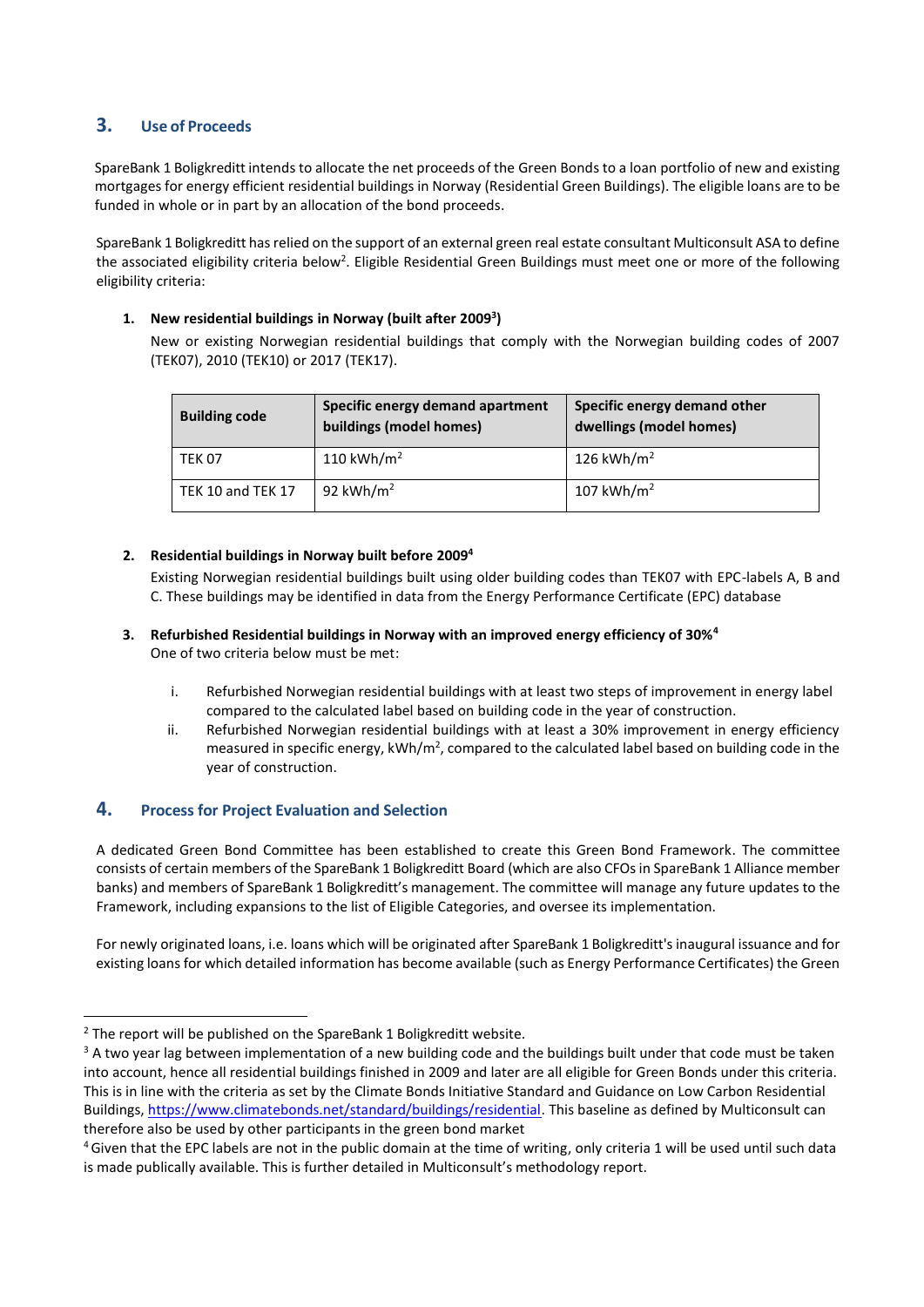## 3. Use of Proceeds

SpareBank 1 Boligkreditt intends to allocate the net proceeds of the Green Bonds to a loan portfolio of new and existing mortgages for energy efficient residential buildings in Norway (Residential Green Buildings). The eligible loans are to be funded in whole or in part by an allocation of the bond proceeds.

SpareBank 1 Boligkreditt has relied on the support of an external green real estate consultant Multiconsult ASA to define the associated eligibility criteria below[2]. Eligible Residential Green Buildings must meet one or more of the following eligibility criteria:

1. **New residential buildings in Norway (built after 2009[3])**

   New or existing Norwegian residential buildings that comply with the Norwegian building codes of 2007 (TEK07), 2010 (TEK10) or 2017 (TEK17).

| Building code | Specific energy demand apartment buildings (model homes) | Specific energy demand other dwellings (model homes) |
|---|---|---|
| TEK 07 | 110 kWh/m$^2$ | 126 kWh/m$^2$ |
| TEK 10 and TEK 17 | 92 kWh/m$^2$ | 107 kWh/m$^2$ |

2. **Residential buildings in Norway built before 2009[4]**

   Existing Norwegian residential buildings built using older building codes than TEK07 with EPC-labels A, B and C. These buildings may be identified in data from the Energy Performance Certificate (EPC) database

3. **Refurbished Residential buildings in Norway with an improved energy efficiency of 30%[4]**

   One of two criteria below must be met:

   i. Refurbished Norwegian residential buildings with at least two steps of improvement in energy label compared to the calculated label based on building code in the year of construction.
   ii. Refurbished Norwegian residential buildings with at least a 30% improvement in energy efficiency measured in specific energy, kWh/m$^2$, compared to the calculated label based on building code in the year of construction.

## 4. Process for Project Evaluation and Selection

A dedicated Green Bond Committee has been established to create this Green Bond Framework. The committee consists of certain members of the SpareBank 1 Boligkreditt Board (which are also CFOs in SpareBank 1 Alliance member banks) and members of SpareBank 1 Boligkreditt's management. The committee will manage any future updates to the Framework, including expansions to the list of Eligible Categories, and oversee its implementation.

For newly originated loans, i.e. loans which will be originated after SpareBank 1 Boligkreditt's inaugural issuance and for existing loans for which detailed information has become available (such as Energy Performance Certificates) the Green

---

[2] The report will be published on the SpareBank 1 Boligkreditt website.

[3] A two year lag between implementation of a new building code and the buildings built under that code must be taken into account, hence all residential buildings finished in 2009 and later are all eligible for Green Bonds under this criteria. This is in line with the criteria as set by the Climate Bonds Initiative Standard and Guidance on Low Carbon Residential Buildings, https://www.climatebonds.net/standard/buildings/residential. This baseline as defined by Multiconsult can therefore also be used by other participants in the green bond market

[4] Given that the EPC labels are not in the public domain at the time of writing, only criteria 1 will be used until such data is made publically available. This is further detailed in Multiconsult's methodology report.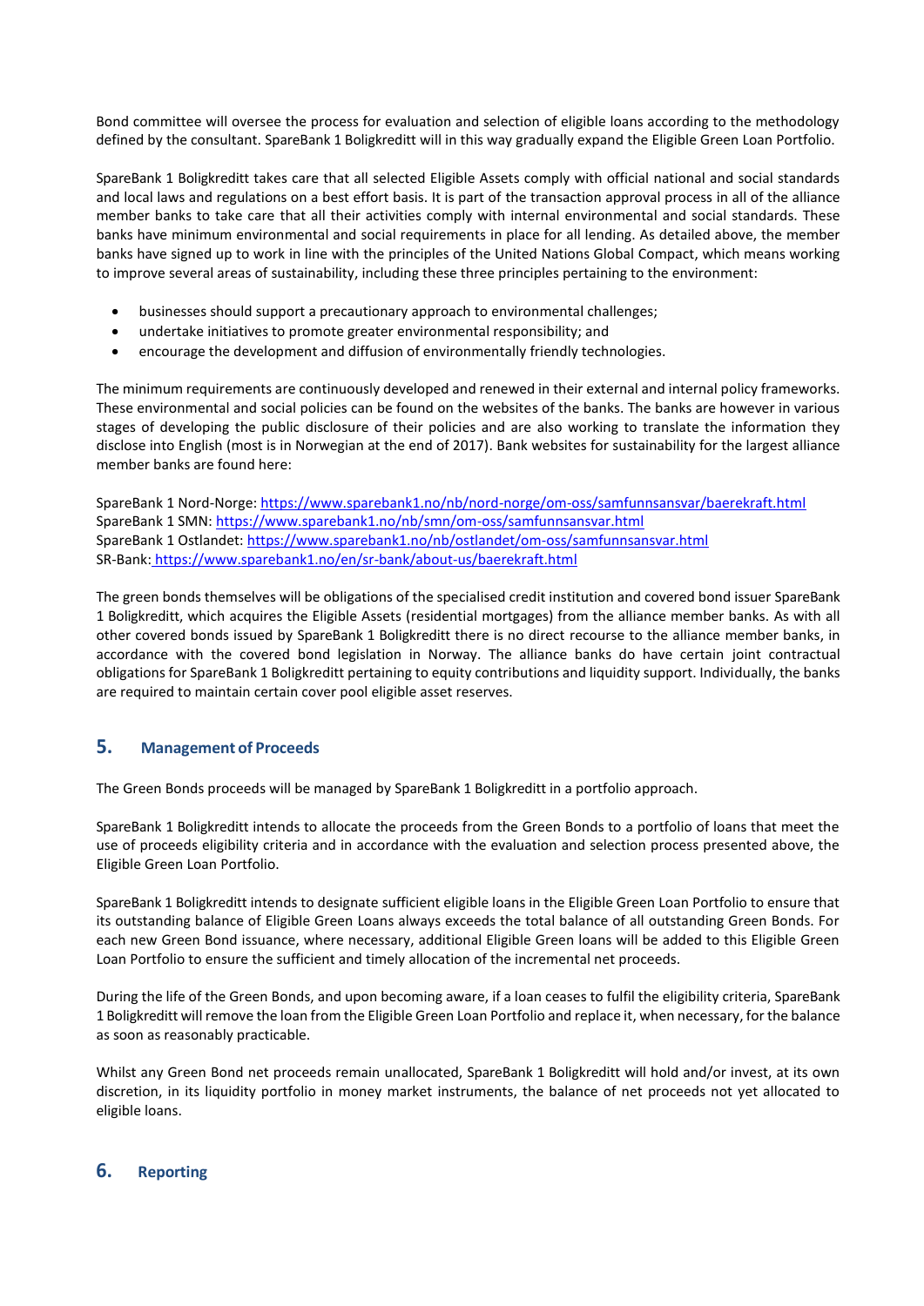Bond committee will oversee the process for evaluation and selection of eligible loans according to the methodology defined by the consultant. SpareBank 1 Boligkreditt will in this way gradually expand the Eligible Green Loan Portfolio.

SpareBank 1 Boligkreditt takes care that all selected Eligible Assets comply with official national and social standards and local laws and regulations on a best effort basis. It is part of the transaction approval process in all of the alliance member banks to take care that all their activities comply with internal environmental and social standards. These banks have minimum environmental and social requirements in place for all lending. As detailed above, the member banks have signed up to work in line with the principles of the United Nations Global Compact, which means working to improve several areas of sustainability, including these three principles pertaining to the environment:

- businesses should support a precautionary approach to environmental challenges;
- undertake initiatives to promote greater environmental responsibility; and
- encourage the development and diffusion of environmentally friendly technologies.

The minimum requirements are continuously developed and renewed in their external and internal policy frameworks. These environmental and social policies can be found on the websites of the banks. The banks are however in various stages of developing the public disclosure of their policies and are also working to translate the information they disclose into English (most is in Norwegian at the end of 2017). Bank websites for sustainability for the largest alliance member banks are found here:

SpareBank 1 Nord-Norge: https://www.sparebank1.no/nb/nord-norge/om-oss/samfunnsansvar/baerekraft.html
SpareBank 1 SMN: https://www.sparebank1.no/nb/smn/om-oss/samfunnsansvar.html
SpareBank 1 Ostlandet: https://www.sparebank1.no/nb/ostlandet/om-oss/samfunnsansvar.html
SR-Bank: https://www.sparebank1.no/en/sr-bank/about-us/baerekraft.html

The green bonds themselves will be obligations of the specialised credit institution and covered bond issuer SpareBank 1 Boligkreditt, which acquires the Eligible Assets (residential mortgages) from the alliance member banks. As with all other covered bonds issued by SpareBank 1 Boligkreditt there is no direct recourse to the alliance member banks, in accordance with the covered bond legislation in Norway. The alliance banks do have certain joint contractual obligations for SpareBank 1 Boligkreditt pertaining to equity contributions and liquidity support. Individually, the banks are required to maintain certain cover pool eligible asset reserves.

## 5. Management of Proceeds

The Green Bonds proceeds will be managed by SpareBank 1 Boligkreditt in a portfolio approach.

SpareBank 1 Boligkreditt intends to allocate the proceeds from the Green Bonds to a portfolio of loans that meet the use of proceeds eligibility criteria and in accordance with the evaluation and selection process presented above, the Eligible Green Loan Portfolio.

SpareBank 1 Boligkreditt intends to designate sufficient eligible loans in the Eligible Green Loan Portfolio to ensure that its outstanding balance of Eligible Green Loans always exceeds the total balance of all outstanding Green Bonds. For each new Green Bond issuance, where necessary, additional Eligible Green loans will be added to this Eligible Green Loan Portfolio to ensure the sufficient and timely allocation of the incremental net proceeds.

During the life of the Green Bonds, and upon becoming aware, if a loan ceases to fulfil the eligibility criteria, SpareBank 1 Boligkreditt will remove the loan from the Eligible Green Loan Portfolio and replace it, when necessary, for the balance as soon as reasonably practicable.

Whilst any Green Bond net proceeds remain unallocated, SpareBank 1 Boligkreditt will hold and/or invest, at its own discretion, in its liquidity portfolio in money market instruments, the balance of net proceeds not yet allocated to eligible loans.

## 6. Reporting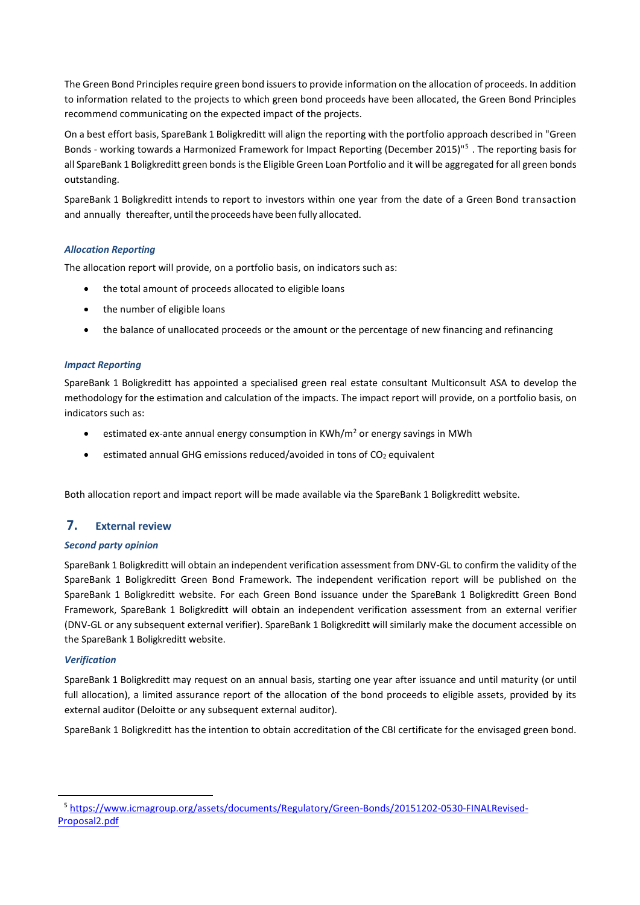The Green Bond Principles require green bond issuers to provide information on the allocation of proceeds. In addition to information related to the projects to which green bond proceeds have been allocated, the Green Bond Principles recommend communicating on the expected impact of the projects.

On a best effort basis, SpareBank 1 Boligkreditt will align the reporting with the portfolio approach described in "Green Bonds - working towards a Harmonized Framework for Impact Reporting (December 2015)"[5] . The reporting basis for all SpareBank 1 Boligkreditt green bonds is the Eligible Green Loan Portfolio and it will be aggregated for all green bonds outstanding.

SpareBank 1 Boligkreditt intends to report to investors within one year from the date of a Green Bond transaction and annually thereafter, until the proceeds have been fully allocated.

### *Allocation Reporting*

The allocation report will provide, on a portfolio basis, on indicators such as:

- the total amount of proceeds allocated to eligible loans
- the number of eligible loans
- the balance of unallocated proceeds or the amount or the percentage of new financing and refinancing

### *Impact Reporting*

SpareBank 1 Boligkreditt has appointed a specialised green real estate consultant Multiconsult ASA to develop the methodology for the estimation and calculation of the impacts. The impact report will provide, on a portfolio basis, on indicators such as:

- estimated ex-ante annual energy consumption in $KWh/m^2$ or energy savings in MWh
- estimated annual GHG emissions reduced/avoided in tons of $CO_2$ equivalent

Both allocation report and impact report will be made available via the SpareBank 1 Boligkreditt website.

## 7. External review

### *Second party opinion*

SpareBank 1 Boligkreditt will obtain an independent verification assessment from DNV-GL to confirm the validity of the SpareBank 1 Boligkreditt Green Bond Framework. The independent verification report will be published on the SpareBank 1 Boligkreditt website. For each Green Bond issuance under the SpareBank 1 Boligkreditt Green Bond Framework, SpareBank 1 Boligkreditt will obtain an independent verification assessment from an external verifier (DNV-GL or any subsequent external verifier). SpareBank 1 Boligkreditt will similarly make the document accessible on the SpareBank 1 Boligkreditt website.

### *Verification*

SpareBank 1 Boligkreditt may request on an annual basis, starting one year after issuance and until maturity (or until full allocation), a limited assurance report of the allocation of the bond proceeds to eligible assets, provided by its external auditor (Deloitte or any subsequent external auditor).

SpareBank 1 Boligkreditt has the intention to obtain accreditation of the CBI certificate for the envisaged green bond.

---

[5] https://www.icmagroup.org/assets/documents/Regulatory/Green-Bonds/20151202-0530-FINALRevised-Proposal2.pdf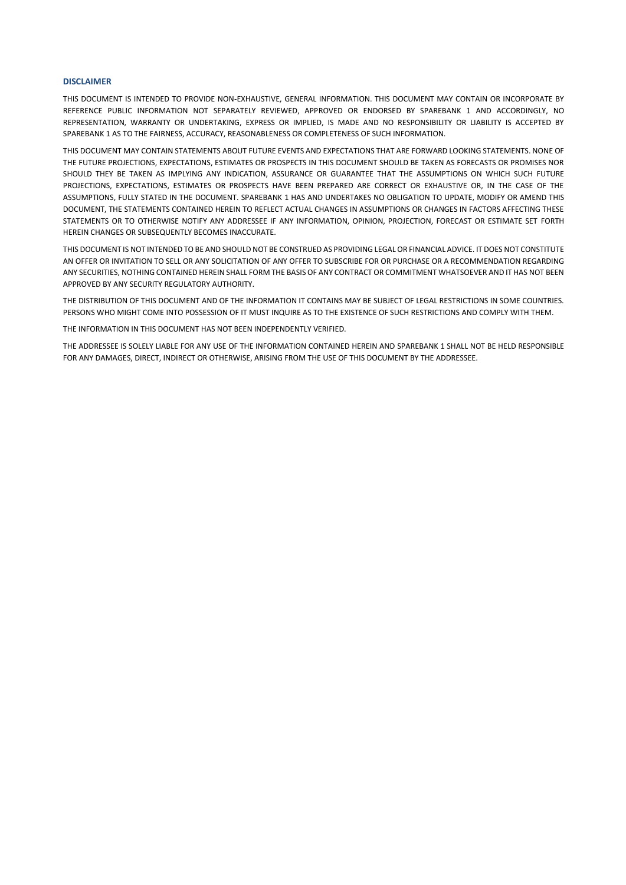## DISCLAIMER

THIS DOCUMENT IS INTENDED TO PROVIDE NON-EXHAUSTIVE, GENERAL INFORMATION. THIS DOCUMENT MAY CONTAIN OR INCORPORATE BY REFERENCE PUBLIC INFORMATION NOT SEPARATELY REVIEWED, APPROVED OR ENDORSED BY SPAREBANK 1 AND ACCORDINGLY, NO REPRESENTATION, WARRANTY OR UNDERTAKING, EXPRESS OR IMPLIED, IS MADE AND NO RESPONSIBILITY OR LIABILITY IS ACCEPTED BY SPAREBANK 1 AS TO THE FAIRNESS, ACCURACY, REASONABLENESS OR COMPLETENESS OF SUCH INFORMATION.

THIS DOCUMENT MAY CONTAIN STATEMENTS ABOUT FUTURE EVENTS AND EXPECTATIONS THAT ARE FORWARD LOOKING STATEMENTS. NONE OF THE FUTURE PROJECTIONS, EXPECTATIONS, ESTIMATES OR PROSPECTS IN THIS DOCUMENT SHOULD BE TAKEN AS FORECASTS OR PROMISES NOR SHOULD THEY BE TAKEN AS IMPLYING ANY INDICATION, ASSURANCE OR GUARANTEE THAT THE ASSUMPTIONS ON WHICH SUCH FUTURE PROJECTIONS, EXPECTATIONS, ESTIMATES OR PROSPECTS HAVE BEEN PREPARED ARE CORRECT OR EXHAUSTIVE OR, IN THE CASE OF THE ASSUMPTIONS, FULLY STATED IN THE DOCUMENT. SPAREBANK 1 HAS AND UNDERTAKES NO OBLIGATION TO UPDATE, MODIFY OR AMEND THIS DOCUMENT, THE STATEMENTS CONTAINED HEREIN TO REFLECT ACTUAL CHANGES IN ASSUMPTIONS OR CHANGES IN FACTORS AFFECTING THESE STATEMENTS OR TO OTHERWISE NOTIFY ANY ADDRESSEE IF ANY INFORMATION, OPINION, PROJECTION, FORECAST OR ESTIMATE SET FORTH HEREIN CHANGES OR SUBSEQUENTLY BECOMES INACCURATE.

THIS DOCUMENT IS NOT INTENDED TO BE AND SHOULD NOT BE CONSTRUED AS PROVIDING LEGAL OR FINANCIAL ADVICE. IT DOES NOT CONSTITUTE AN OFFER OR INVITATION TO SELL OR ANY SOLICITATION OF ANY OFFER TO SUBSCRIBE FOR OR PURCHASE OR A RECOMMENDATION REGARDING ANY SECURITIES, NOTHING CONTAINED HEREIN SHALL FORM THE BASIS OF ANY CONTRACT OR COMMITMENT WHATSOEVER AND IT HAS NOT BEEN APPROVED BY ANY SECURITY REGULATORY AUTHORITY.

THE DISTRIBUTION OF THIS DOCUMENT AND OF THE INFORMATION IT CONTAINS MAY BE SUBJECT OF LEGAL RESTRICTIONS IN SOME COUNTRIES. PERSONS WHO MIGHT COME INTO POSSESSION OF IT MUST INQUIRE AS TO THE EXISTENCE OF SUCH RESTRICTIONS AND COMPLY WITH THEM.

THE INFORMATION IN THIS DOCUMENT HAS NOT BEEN INDEPENDENTLY VERIFIED.

THE ADDRESSEE IS SOLELY LIABLE FOR ANY USE OF THE INFORMATION CONTAINED HEREIN AND SPAREBANK 1 SHALL NOT BE HELD RESPONSIBLE FOR ANY DAMAGES, DIRECT, INDIRECT OR OTHERWISE, ARISING FROM THE USE OF THIS DOCUMENT BY THE ADDRESSEE.